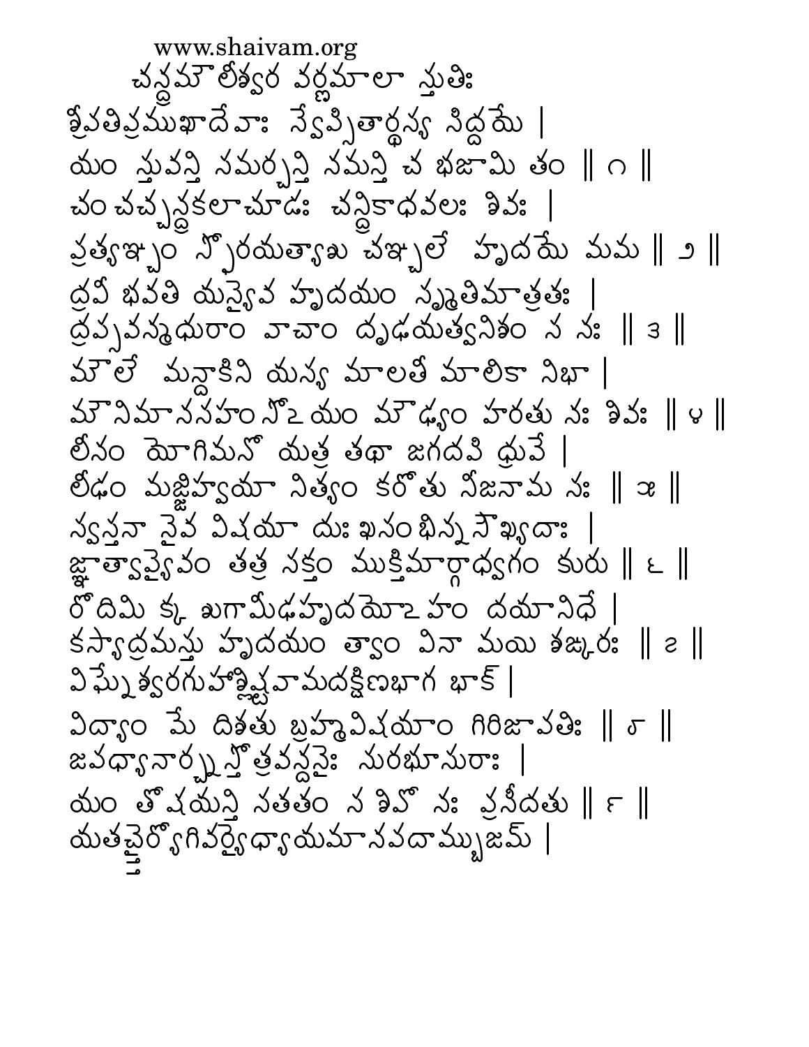www.shaivam.org

# చన్ద్రమౌలీశ్వర వర్ణమాలా స్తుతిః

శ్రీపతిప్రముఖాదేవాః స్వేప్సితార్థస్య సిద్ధయే |
యం స్తువన్తి సమర్చన్తి నమన్తి చ భజామి తం ‖ ౧ ‖

చంచచ్చన్ద్రకలాచూడః చన్ద్రికాధవలః శివః |
ప్రత్యఞ్చం స్ఫోరయత్వాశు చఞ్చలే హృదయే మమ ‖ ౨ ‖

ద్రవీ భవతి యస్యైవ హృదయం స్మృతిమాత్రతః |
ద్రవ్యవన్మధురాం వాచాం దృఢయత్వనిశం స నః ‖ ౩ ‖

మౌలే మన్దాకిని యస్య మాలతీ మాలికా నిభా |
మౌనిమానసహంసోఽయం మౌఢ్యం హరతు నః శివః ‖ ౪ ‖

లీనం యోగిమనో యత్ర తథా జగదపి ధ్రువే |
లీఢం మజ్జిహ్వయా నిత్యం కరోతు నిజనామ నః ‖ ౫ ‖

స్వస్తనా నైవ విషయా దుఃఖసంభిన్నసౌఖ్యదాః |
జ్ఞాత్వాప్యేవం తత్ర సక్తం ముక్తిమార్గాధ్వగం కురు ‖ ౬ ‖

రోదిమి క్క ఖగామీఢహృదయోఽహం దయానిధే |
కస్యార్ద్రమస్తు హృదయం త్వాం వినా మయి శఙ్కరః ‖ ౭ ‖

విఘ్నేశ్వరగుహాశ్లిష్టవామదక్షిణభాగ భాక్ |
విద్యాం మే దిశతు బ్రహ్మవిషయాం గిరిజాపతిః ‖ ౮ ‖

జపధ్యానార్చనస్తోత్రవన్దనైః సురభూసురాః |
యం తోషయన్తి సతతం స శివో నః ప్రసీదతు ‖ ౯ ‖

యతచిత్తైర్యోగివర్యైర్ధ్యాయమానపదామ్బుజమ్ |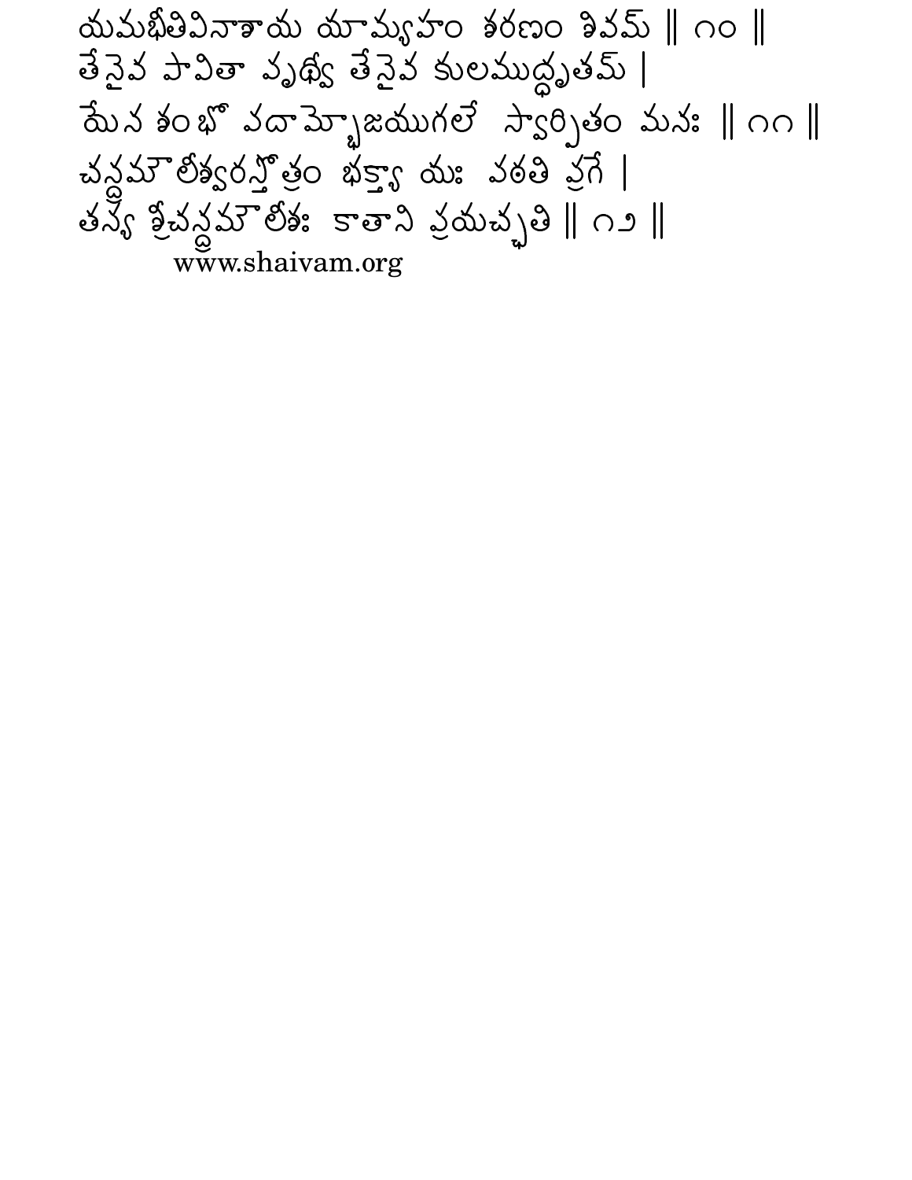యమభీతివినాశాయ యామ్యహం శరణం శివమ్ ‖ ౧౦ ‖
తేనైవ పావితా పృథ్వీ తేనైవ కులముద్ధృతమ్ |
యేన శంభో పదామ్భోజయుగలే స్వార్పితం మనః ‖ ౧౧ ‖
చన్ద్రమౌలీశ్వరస్తోత్రం భక్త్యా యః పఠతి ప్రగే |
తస్య శ్రీచన్ద్రమౌలీశః కామాని ప్రయచ్ఛతి ‖ ౧౨ ‖

www.shaivam.org